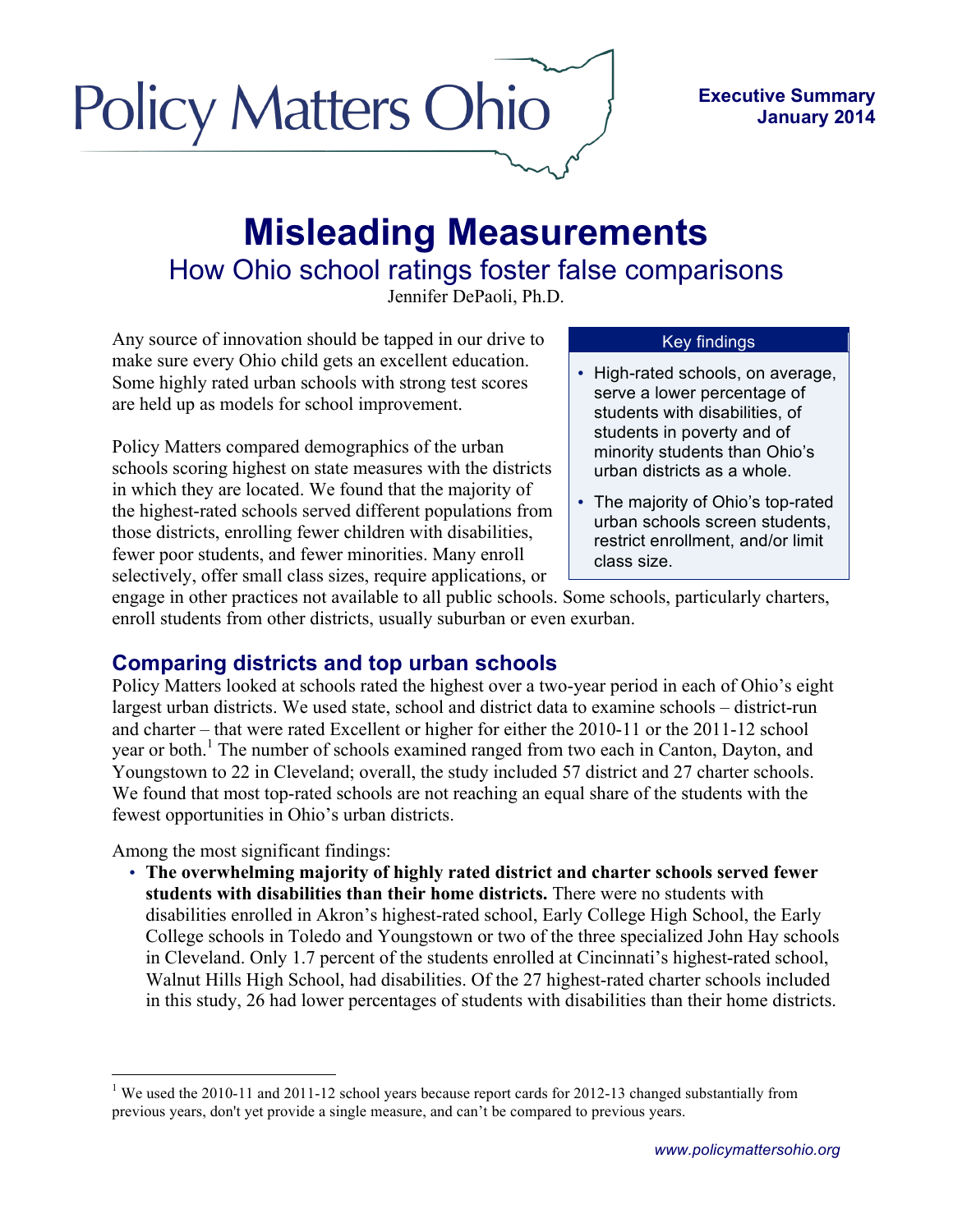Policy Matters Ohio

**Executive Summary**
**January 2014**

# Misleading Measurements

## How Ohio school ratings foster false comparisons

Jennifer DePaoli, Ph.D.

> **Key findings**
>
> - High-rated schools, on average, serve a lower percentage of students with disabilities, of students in poverty and of minority students than Ohio's urban districts as a whole.
> - The majority of Ohio's top-rated urban schools screen students, restrict enrollment, and/or limit class size.

Any source of innovation should be tapped in our drive to make sure every Ohio child gets an excellent education. Some highly rated urban schools with strong test scores are held up as models for school improvement.

Policy Matters compared demographics of the urban schools scoring highest on state measures with the districts in which they are located. We found that the majority of the highest-rated schools served different populations from those districts, enrolling fewer children with disabilities, fewer poor students, and fewer minorities. Many enroll selectively, offer small class sizes, require applications, or engage in other practices not available to all public schools. Some schools, particularly charters, enroll students from other districts, usually suburban or even exurban.

## Comparing districts and top urban schools

Policy Matters looked at schools rated the highest over a two-year period in each of Ohio's eight largest urban districts. We used state, school and district data to examine schools – district-run and charter – that were rated Excellent or higher for either the 2010-11 or the 2011-12 school year or both.[1] The number of schools examined ranged from two each in Canton, Dayton, and Youngstown to 22 in Cleveland; overall, the study included 57 district and 27 charter schools. We found that most top-rated schools are not reaching an equal share of the students with the fewest opportunities in Ohio's urban districts.

Among the most significant findings:

- **The overwhelming majority of highly rated district and charter schools served fewer students with disabilities than their home districts.** There were no students with disabilities enrolled in Akron's highest-rated school, Early College High School, the Early College schools in Toledo and Youngstown or two of the three specialized John Hay schools in Cleveland. Only 1.7 percent of the students enrolled at Cincinnati's highest-rated school, Walnut Hills High School, had disabilities. Of the 27 highest-rated charter schools included in this study, 26 had lower percentages of students with disabilities than their home districts.

[1] We used the 2010-11 and 2011-12 school years because report cards for 2012-13 changed substantially from previous years, don't yet provide a single measure, and can't be compared to previous years.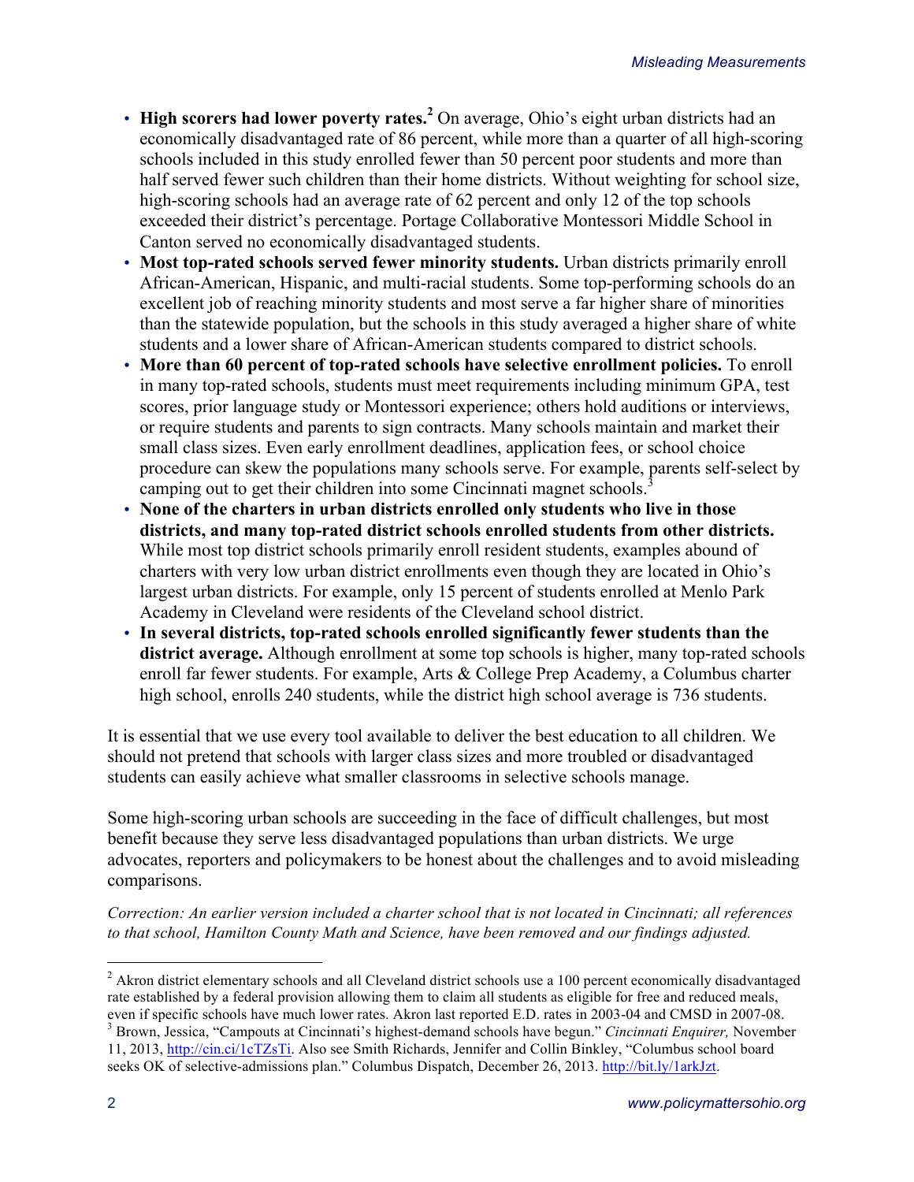- **High scorers had lower poverty rates.**[2] On average, Ohio's eight urban districts had an economically disadvantaged rate of 86 percent, while more than a quarter of all high-scoring schools included in this study enrolled fewer than 50 percent poor students and more than half served fewer such children than their home districts. Without weighting for school size, high-scoring schools had an average rate of 62 percent and only 12 of the top schools exceeded their district's percentage. Portage Collaborative Montessori Middle School in Canton served no economically disadvantaged students.
- **Most top-rated schools served fewer minority students.** Urban districts primarily enroll African-American, Hispanic, and multi-racial students. Some top-performing schools do an excellent job of reaching minority students and most serve a far higher share of minorities than the statewide population, but the schools in this study averaged a higher share of white students and a lower share of African-American students compared to district schools.
- **More than 60 percent of top-rated schools have selective enrollment policies.** To enroll in many top-rated schools, students must meet requirements including minimum GPA, test scores, prior language study or Montessori experience; others hold auditions or interviews, or require students and parents to sign contracts. Many schools maintain and market their small class sizes. Even early enrollment deadlines, application fees, or school choice procedure can skew the populations many schools serve. For example, parents self-select by camping out to get their children into some Cincinnati magnet schools.[3]
- **None of the charters in urban districts enrolled only students who live in those districts, and many top-rated district schools enrolled students from other districts.** While most top district schools primarily enroll resident students, examples abound of charters with very low urban district enrollments even though they are located in Ohio's largest urban districts. For example, only 15 percent of students enrolled at Menlo Park Academy in Cleveland were residents of the Cleveland school district.
- **In several districts, top-rated schools enrolled significantly fewer students than the district average.** Although enrollment at some top schools is higher, many top-rated schools enroll far fewer students. For example, Arts & College Prep Academy, a Columbus charter high school, enrolls 240 students, while the district high school average is 736 students.

It is essential that we use every tool available to deliver the best education to all children. We should not pretend that schools with larger class sizes and more troubled or disadvantaged students can easily achieve what smaller classrooms in selective schools manage.

Some high-scoring urban schools are succeeding in the face of difficult challenges, but most benefit because they serve less disadvantaged populations than urban districts. We urge advocates, reporters and policymakers to be honest about the challenges and to avoid misleading comparisons.

*Correction: An earlier version included a charter school that is not located in Cincinnati; all references to that school, Hamilton County Math and Science, have been removed and our findings adjusted.*

---

[2] Akron district elementary schools and all Cleveland district schools use a 100 percent economically disadvantaged rate established by a federal provision allowing them to claim all students as eligible for free and reduced meals, even if specific schools have much lower rates. Akron last reported E.D. rates in 2003-04 and CMSD in 2007-08.

[3] Brown, Jessica, "Campouts at Cincinnati's highest-demand schools have begun." *Cincinnati Enquirer,* November 11, 2013, http://cin.ci/1cTZsTi. Also see Smith Richards, Jennifer and Collin Binkley, "Columbus school board seeks OK of selective-admissions plan." Columbus Dispatch, December 26, 2013. http://bit.ly/1arkJzt.